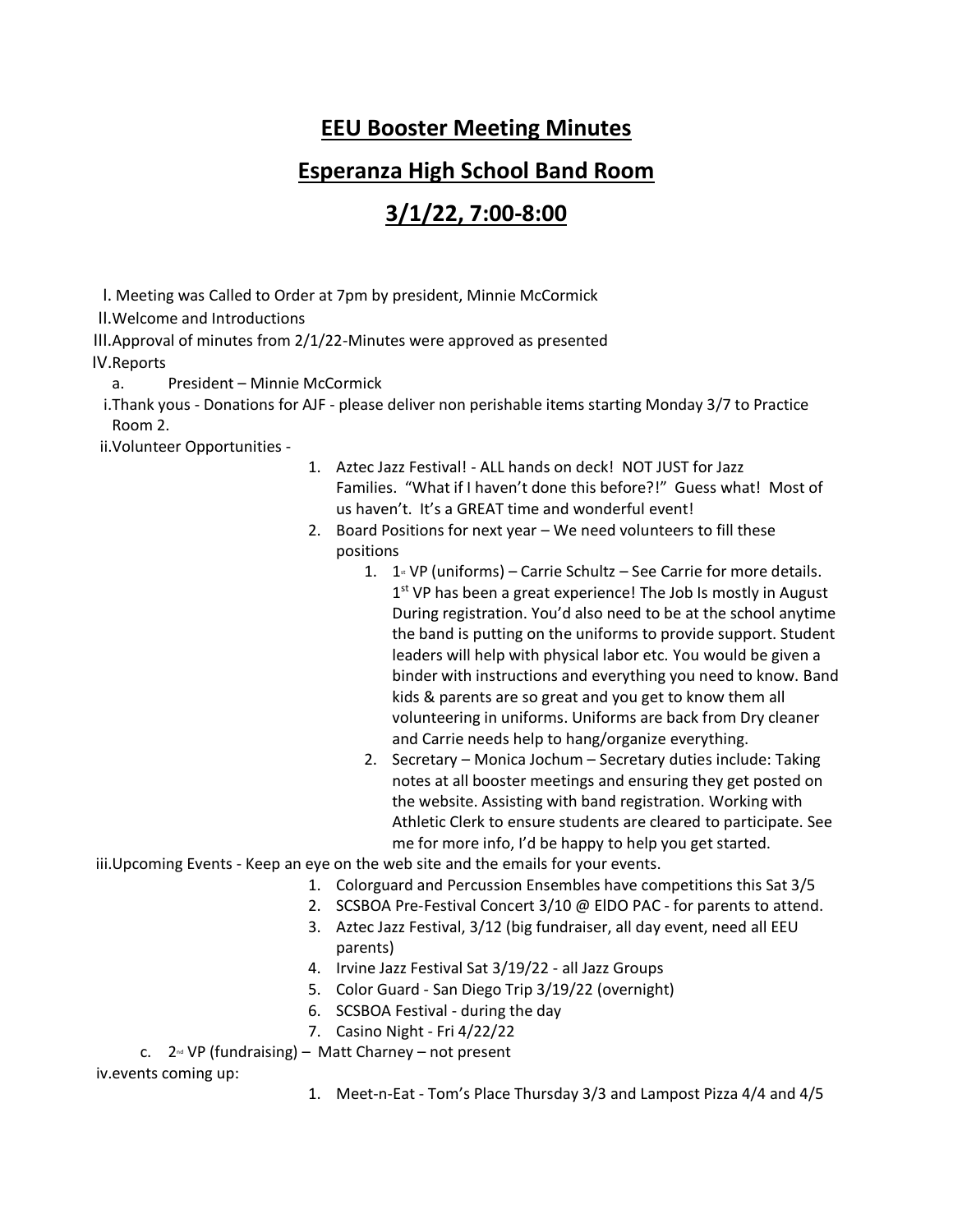# EEU Booster Meeting Minutes

# Esperanza High School Band Room

# 3/1/22, 7:00-8:00

I. Meeting was Called to Order at 7pm by president, Minnie McCormick

II. Welcome and Introductions

III. Approval of minutes from 2/1/22-Minutes were approved as presented

IV. Reports

a. President – Minnie McCormick

i. Thank yous - Donations for AJF - please deliver non perishable items starting Monday 3/7 to Practice Room 2.

ii. Volunteer Opportunities -

1. Aztec Jazz Festival! - ALL hands on deck! NOT JUST for Jazz Families. "What if I haven't done this before?!" Guess what! Most of us haven't. It's a GREAT time and wonderful event!
2. Board Positions for next year – We need volunteers to fill these positions
    1. 1st VP (uniforms) – Carrie Schultz – See Carrie for more details. 1st VP has been a great experience! The Job Is mostly in August During registration. You'd also need to be at the school anytime the band is putting on the uniforms to provide support. Student leaders will help with physical labor etc. You would be given a binder with instructions and everything you need to know. Band kids & parents are so great and you get to know them all volunteering in uniforms. Uniforms are back from Dry cleaner and Carrie needs help to hang/organize everything.
    2. Secretary – Monica Jochum – Secretary duties include: Taking notes at all booster meetings and ensuring they get posted on the website. Assisting with band registration. Working with Athletic Clerk to ensure students are cleared to participate. See me for more info, I'd be happy to help you get started.

iii. Upcoming Events - Keep an eye on the web site and the emails for your events.

1. Colorguard and Percussion Ensembles have competitions this Sat 3/5
2. SCSBOA Pre-Festival Concert 3/10 @ ElDO PAC - for parents to attend.
3. Aztec Jazz Festival, 3/12 (big fundraiser, all day event, need all EEU parents)
4. Irvine Jazz Festival Sat 3/19/22 - all Jazz Groups
5. Color Guard - San Diego Trip 3/19/22 (overnight)
6. SCSBOA Festival - during the day
7. Casino Night - Fri 4/22/22

c. 2nd VP (fundraising) – Matt Charney – not present

iv. events coming up:

1. Meet-n-Eat - Tom's Place Thursday 3/3 and Lampost Pizza 4/4 and 4/5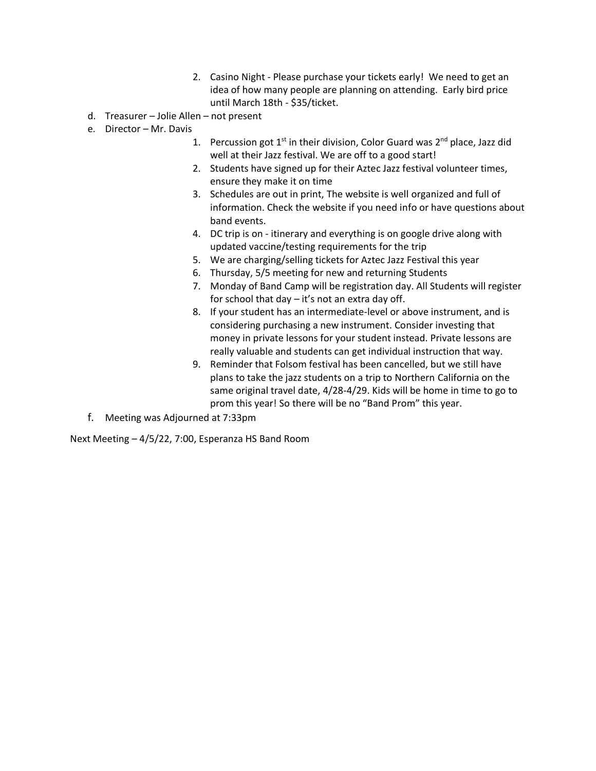2. Casino Night - Please purchase your tickets early! We need to get an idea of how many people are planning on attending. Early bird price until March 18th - $35/ticket.

d. Treasurer – Jolie Allen – not present

e. Director – Mr. Davis

1. Percussion got 1st in their division, Color Guard was 2nd place, Jazz did well at their Jazz festival. We are off to a good start!
2. Students have signed up for their Aztec Jazz festival volunteer times, ensure they make it on time
3. Schedules are out in print, The website is well organized and full of information. Check the website if you need info or have questions about band events.
4. DC trip is on - itinerary and everything is on google drive along with updated vaccine/testing requirements for the trip
5. We are charging/selling tickets for Aztec Jazz Festival this year
6. Thursday, 5/5 meeting for new and returning Students
7. Monday of Band Camp will be registration day. All Students will register for school that day – it's not an extra day off.
8. If your student has an intermediate-level or above instrument, and is considering purchasing a new instrument. Consider investing that money in private lessons for your student instead. Private lessons are really valuable and students can get individual instruction that way.
9. Reminder that Folsom festival has been cancelled, but we still have plans to take the jazz students on a trip to Northern California on the same original travel date, 4/28-4/29. Kids will be home in time to go to prom this year! So there will be no "Band Prom" this year.

f. Meeting was Adjourned at 7:33pm

Next Meeting – 4/5/22, 7:00, Esperanza HS Band Room